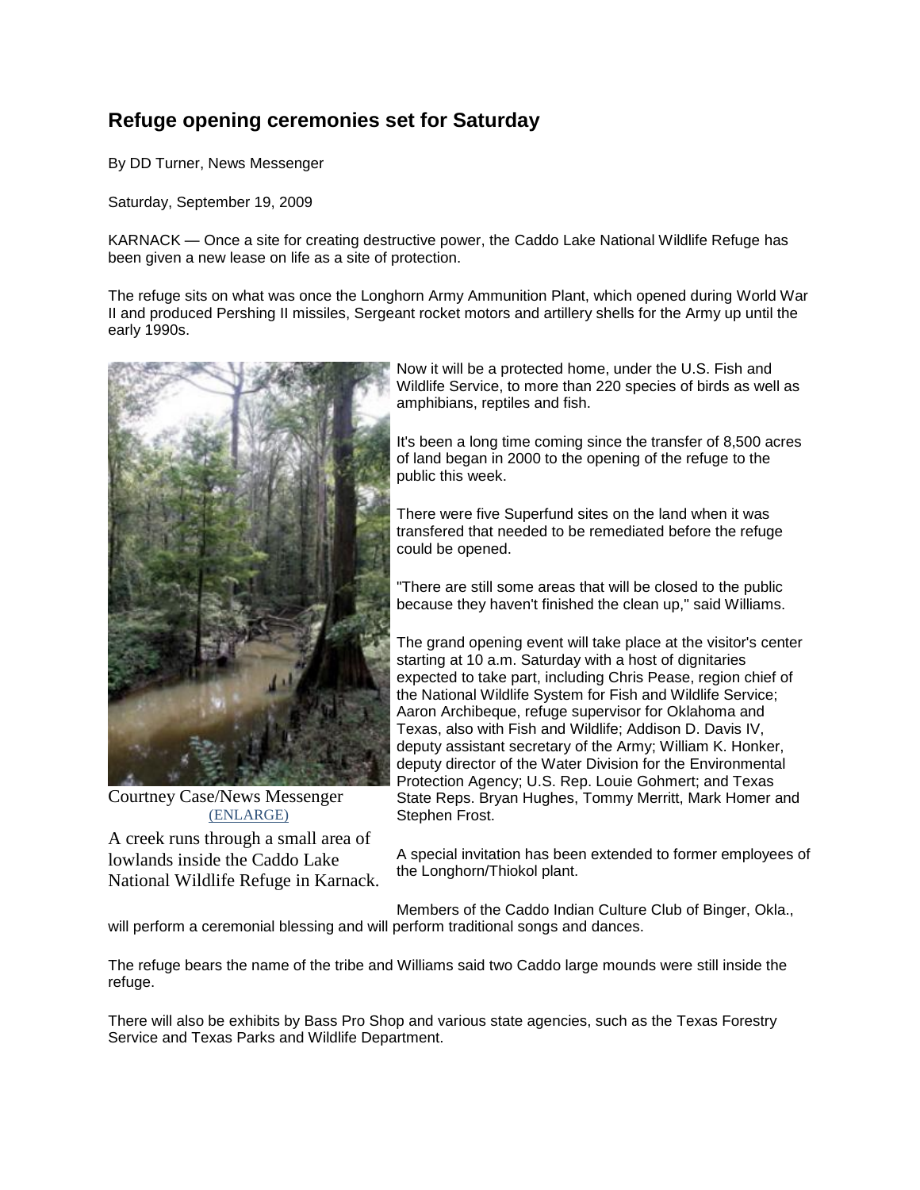# Refuge opening ceremonies set for Saturday

By DD Turner, News Messenger

Saturday, September 19, 2009

KARNACK — Once a site for creating destructive power, the Caddo Lake National Wildlife Refuge has been given a new lease on life as a site of protection.

The refuge sits on what was once the Longhorn Army Ammunition Plant, which opened during World War II and produced Pershing II missiles, Sergeant rocket motors and artillery shells for the Army up until the early 1990s.

Courtney Case/News Messenger
(ENLARGE)

A creek runs through a small area of lowlands inside the Caddo Lake National Wildlife Refuge in Karnack.

Now it will be a protected home, under the U.S. Fish and Wildlife Service, to more than 220 species of birds as well as amphibians, reptiles and fish.

It's been a long time coming since the transfer of 8,500 acres of land began in 2000 to the opening of the refuge to the public this week.

There were five Superfund sites on the land when it was transfered that needed to be remediated before the refuge could be opened.

"There are still some areas that will be closed to the public because they haven't finished the clean up," said Williams.

The grand opening event will take place at the visitor's center starting at 10 a.m. Saturday with a host of dignitaries expected to take part, including Chris Pease, region chief of the National Wildlife System for Fish and Wildlife Service; Aaron Archibeque, refuge supervisor for Oklahoma and Texas, also with Fish and Wildlife; Addison D. Davis IV, deputy assistant secretary of the Army; William K. Honker, deputy director of the Water Division for the Environmental Protection Agency; U.S. Rep. Louie Gohmert; and Texas State Reps. Bryan Hughes, Tommy Merritt, Mark Homer and Stephen Frost.

A special invitation has been extended to former employees of the Longhorn/Thiokol plant.

Members of the Caddo Indian Culture Club of Binger, Okla., will perform a ceremonial blessing and will perform traditional songs and dances.

The refuge bears the name of the tribe and Williams said two Caddo large mounds were still inside the refuge.

There will also be exhibits by Bass Pro Shop and various state agencies, such as the Texas Forestry Service and Texas Parks and Wildlife Department.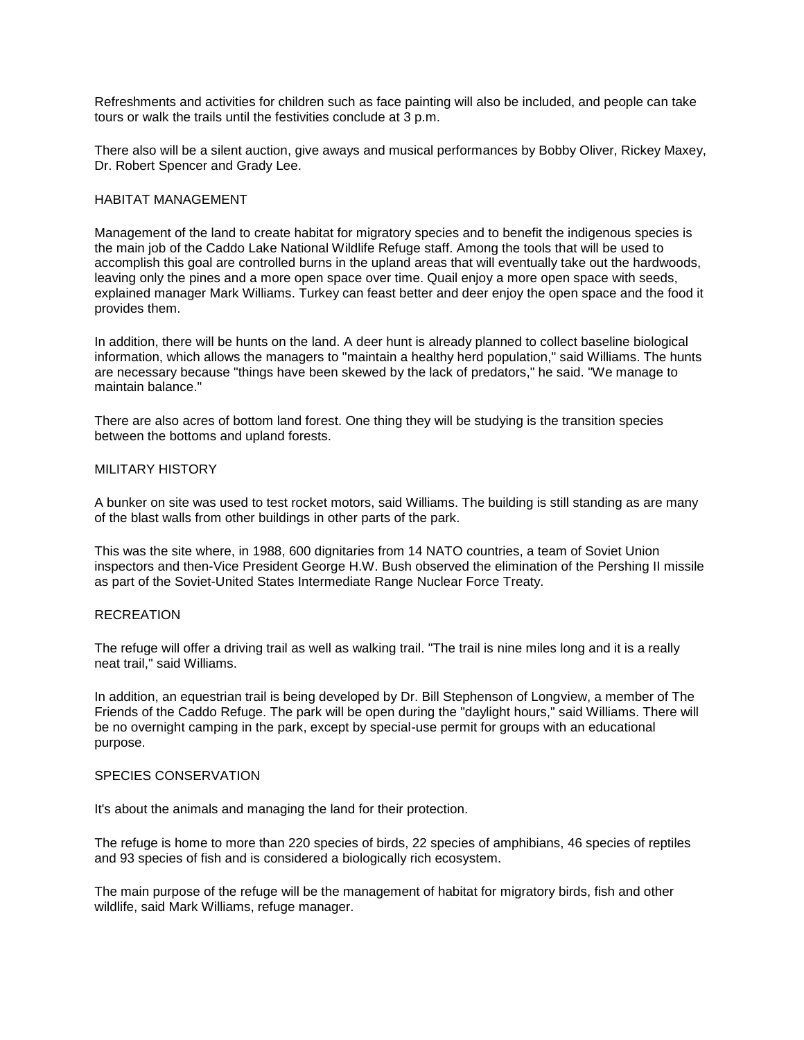Refreshments and activities for children such as face painting will also be included, and people can take tours or walk the trails until the festivities conclude at 3 p.m.

There also will be a silent auction, give aways and musical performances by Bobby Oliver, Rickey Maxey, Dr. Robert Spencer and Grady Lee.

## HABITAT MANAGEMENT

Management of the land to create habitat for migratory species and to benefit the indigenous species is the main job of the Caddo Lake National Wildlife Refuge staff. Among the tools that will be used to accomplish this goal are controlled burns in the upland areas that will eventually take out the hardwoods, leaving only the pines and a more open space over time. Quail enjoy a more open space with seeds, explained manager Mark Williams. Turkey can feast better and deer enjoy the open space and the food it provides them.

In addition, there will be hunts on the land. A deer hunt is already planned to collect baseline biological information, which allows the managers to "maintain a healthy herd population," said Williams. The hunts are necessary because "things have been skewed by the lack of predators," he said. "We manage to maintain balance."

There are also acres of bottom land forest. One thing they will be studying is the transition species between the bottoms and upland forests.

## MILITARY HISTORY

A bunker on site was used to test rocket motors, said Williams. The building is still standing as are many of the blast walls from other buildings in other parts of the park.

This was the site where, in 1988, 600 dignitaries from 14 NATO countries, a team of Soviet Union inspectors and then-Vice President George H.W. Bush observed the elimination of the Pershing II missile as part of the Soviet-United States Intermediate Range Nuclear Force Treaty.

## RECREATION

The refuge will offer a driving trail as well as walking trail. "The trail is nine miles long and it is a really neat trail," said Williams.

In addition, an equestrian trail is being developed by Dr. Bill Stephenson of Longview, a member of The Friends of the Caddo Refuge. The park will be open during the "daylight hours," said Williams. There will be no overnight camping in the park, except by special-use permit for groups with an educational purpose.

## SPECIES CONSERVATION

It's about the animals and managing the land for their protection.

The refuge is home to more than 220 species of birds, 22 species of amphibians, 46 species of reptiles and 93 species of fish and is considered a biologically rich ecosystem.

The main purpose of the refuge will be the management of habitat for migratory birds, fish and other wildlife, said Mark Williams, refuge manager.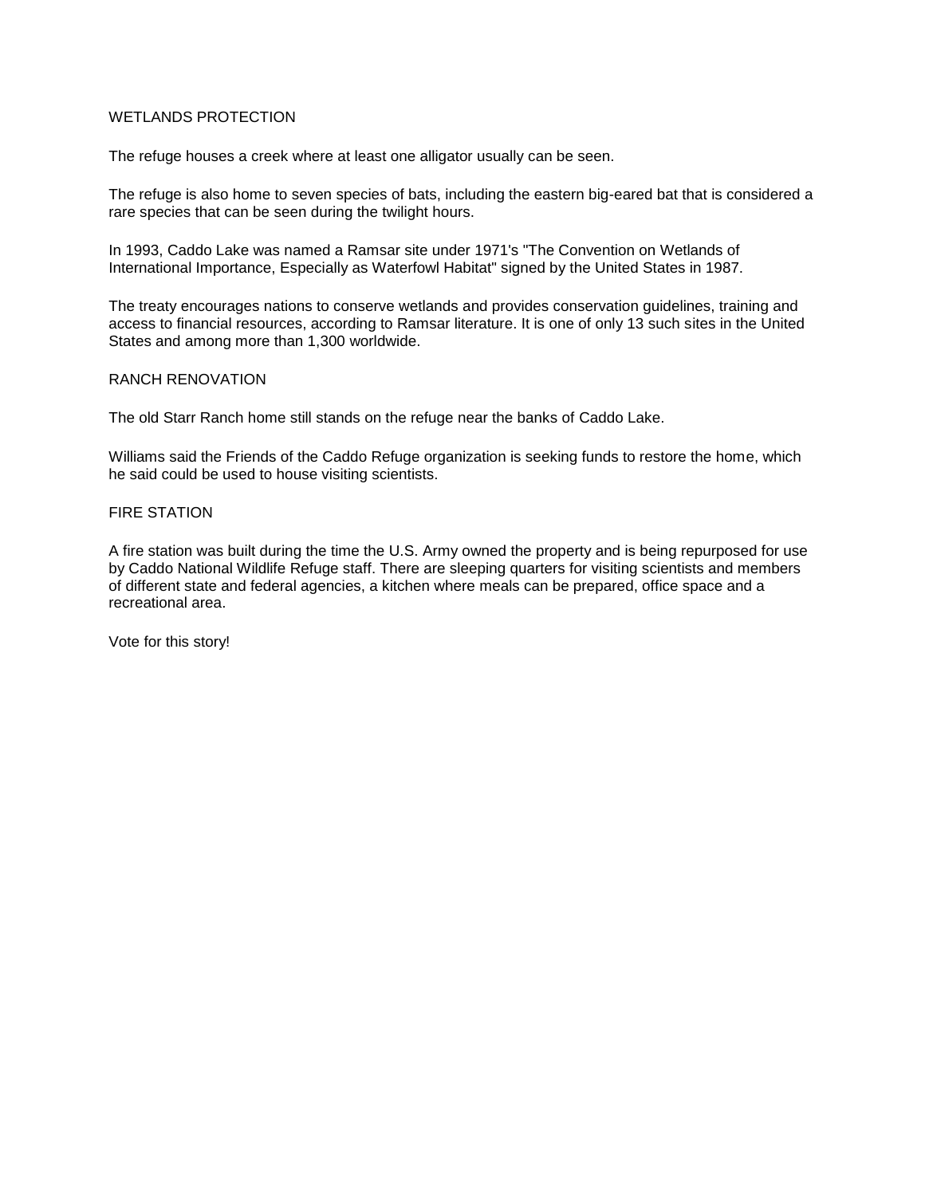## WETLANDS PROTECTION

The refuge houses a creek where at least one alligator usually can be seen.

The refuge is also home to seven species of bats, including the eastern big-eared bat that is considered a rare species that can be seen during the twilight hours.

In 1993, Caddo Lake was named a Ramsar site under 1971's "The Convention on Wetlands of International Importance, Especially as Waterfowl Habitat" signed by the United States in 1987.

The treaty encourages nations to conserve wetlands and provides conservation guidelines, training and access to financial resources, according to Ramsar literature. It is one of only 13 such sites in the United States and among more than 1,300 worldwide.

## RANCH RENOVATION

The old Starr Ranch home still stands on the refuge near the banks of Caddo Lake.

Williams said the Friends of the Caddo Refuge organization is seeking funds to restore the home, which he said could be used to house visiting scientists.

## FIRE STATION

A fire station was built during the time the U.S. Army owned the property and is being repurposed for use by Caddo National Wildlife Refuge staff. There are sleeping quarters for visiting scientists and members of different state and federal agencies, a kitchen where meals can be prepared, office space and a recreational area.

Vote for this story!